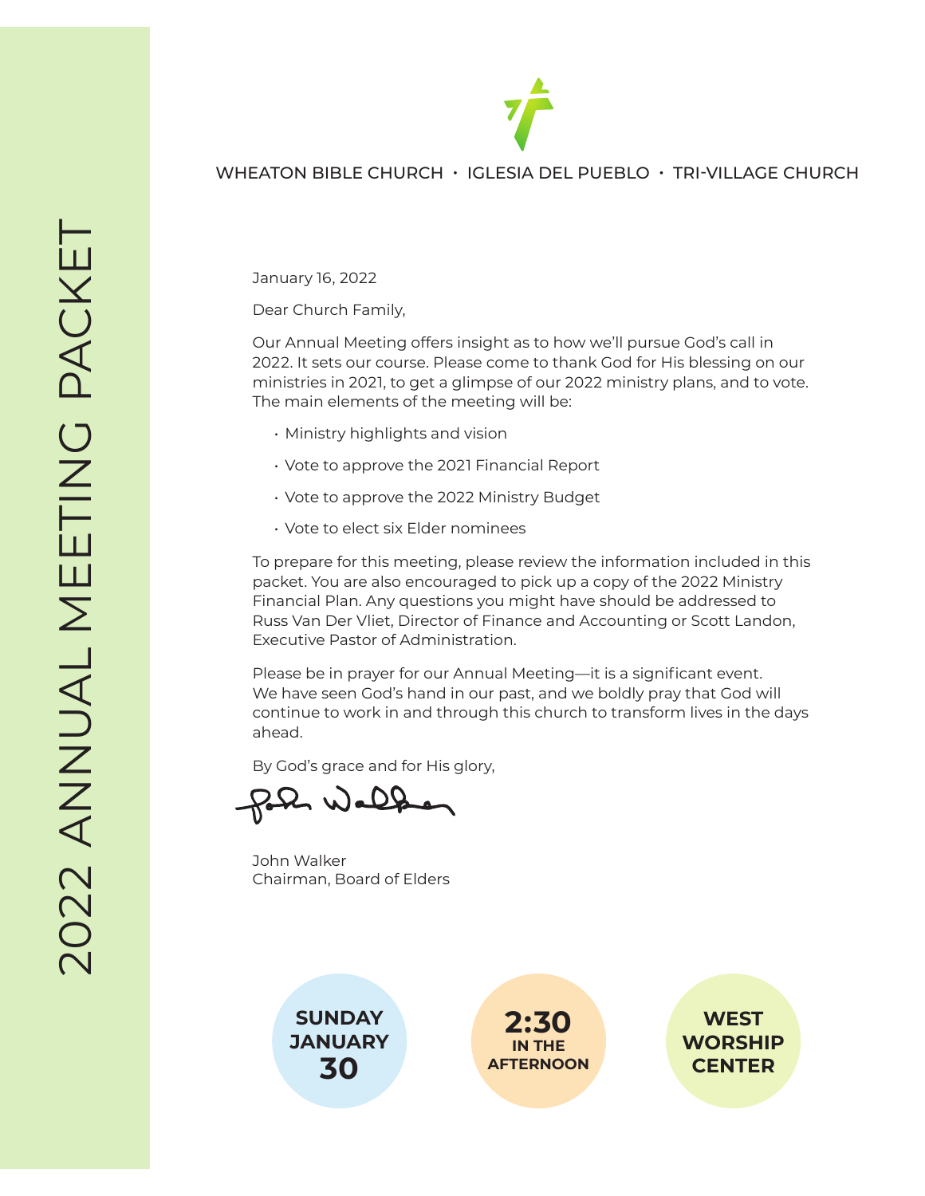# 2022 ANNUAL MEETING PACKET

WHEATON BIBLE CHURCH • IGLESIA DEL PUEBLO • TRI-VILLAGE CHURCH

January 16, 2022

Dear Church Family,

Our Annual Meeting offers insight as to how we'll pursue God's call in 2022. It sets our course. Please come to thank God for His blessing on our ministries in 2021, to get a glimpse of our 2022 ministry plans, and to vote. The main elements of the meeting will be:

- Ministry highlights and vision
- Vote to approve the 2021 Financial Report
- Vote to approve the 2022 Ministry Budget
- Vote to elect six Elder nominees

To prepare for this meeting, please review the information included in this packet. You are also encouraged to pick up a copy of the 2022 Ministry Financial Plan. Any questions you might have should be addressed to Russ Van Der Vliet, Director of Finance and Accounting or Scott Landon, Executive Pastor of Administration.

Please be in prayer for our Annual Meeting—it is a significant event. We have seen God's hand in our past, and we boldly pray that God will continue to work in and through this church to transform lives in the days ahead.

By God's grace and for His glory,

John Walker
Chairman, Board of Elders

**SUNDAY JANUARY 30**

**2:30 IN THE AFTERNOON**

**WEST WORSHIP CENTER**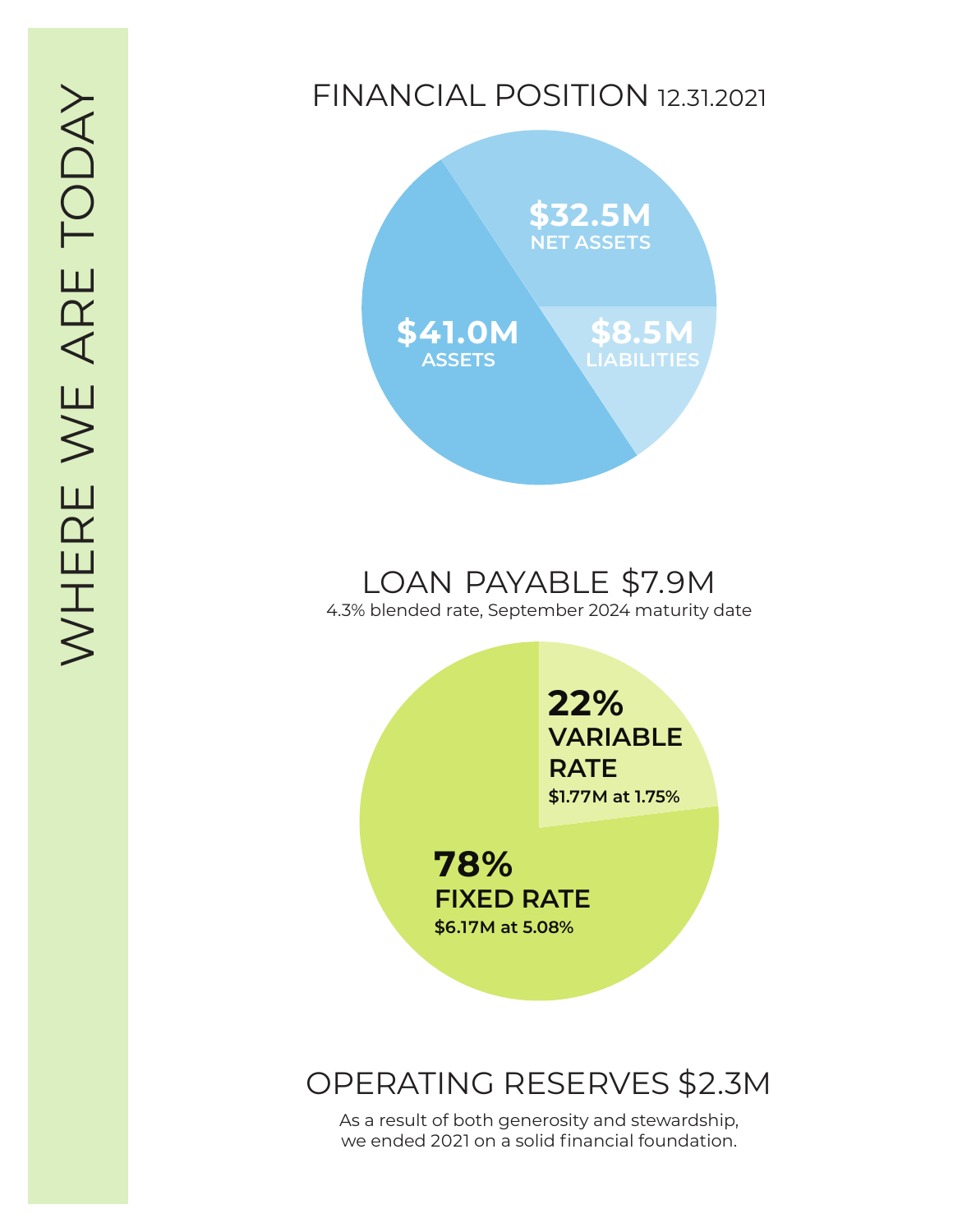# WHERE WE ARE TODAY

## FINANCIAL POSITION 12.31.2021

**$41.0M**
**ASSETS**

**$32.5M**
**NET ASSETS**

**$8.5M**
**LIABILITIES**

## LOAN PAYABLE $7.9M

4.3% blended rate, September 2024 maturity date

**22%**
**VARIABLE RATE**
**$1.77M at 1.75%**

**78%**
**FIXED RATE**
**$6.17M at 5.08%**

## OPERATING RESERVES $2.3M

As a result of both generosity and stewardship, we ended 2021 on a solid financial foundation.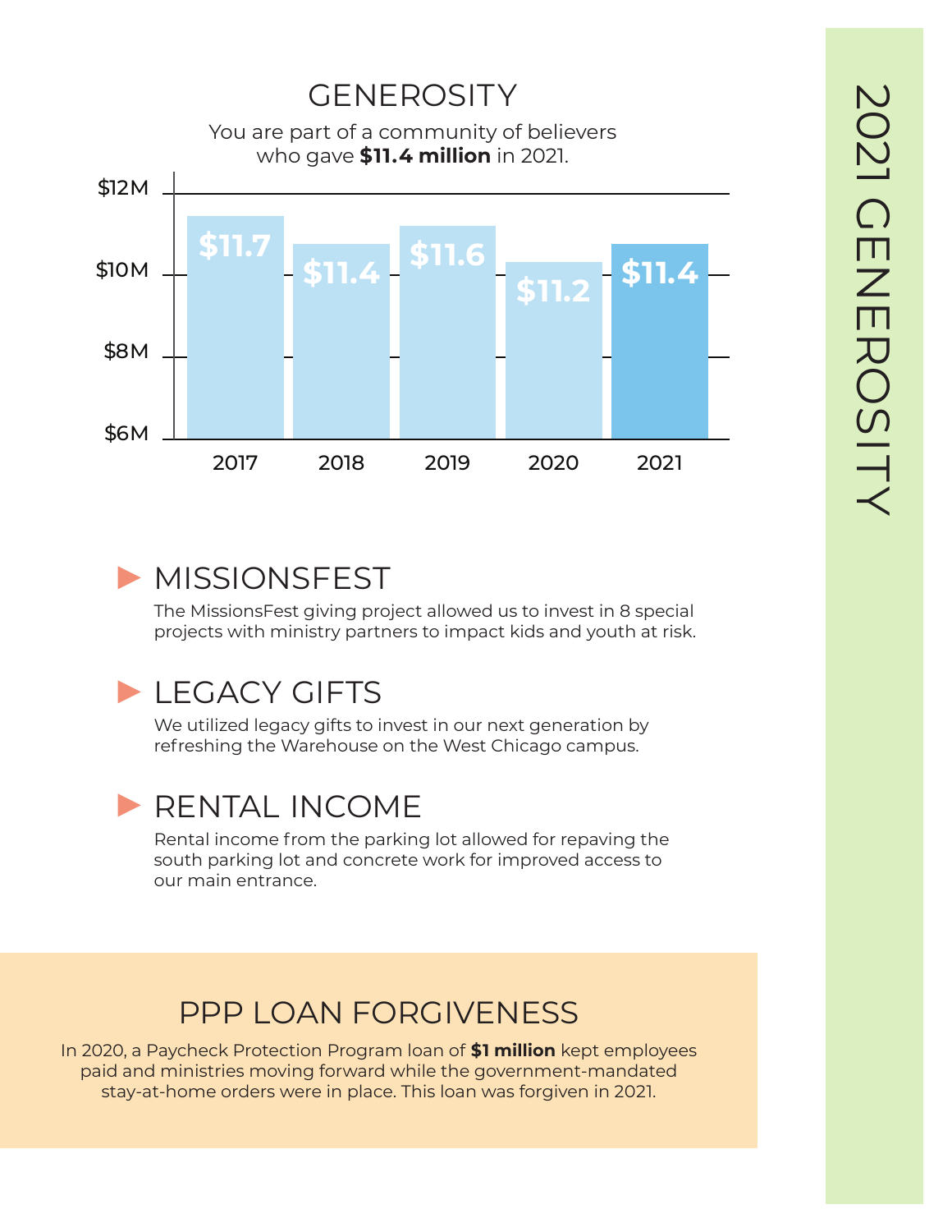# 2021 GENEROSITY

## GENEROSITY

You are part of a community of believers who gave **$11.4 million** in 2021.

| Year | Giving |
|---|---|
| 2017 | $11.7 |
| 2018 | $11.4 |
| 2019 | $11.6 |
| 2020 | $11.2 |
| 2021 | $11.4 |

## MISSIONSFEST

The MissionsFest giving project allowed us to invest in 8 special projects with ministry partners to impact kids and youth at risk.

## LEGACY GIFTS

We utilized legacy gifts to invest in our next generation by refreshing the Warehouse on the West Chicago campus.

## RENTAL INCOME

Rental income from the parking lot allowed for repaving the south parking lot and concrete work for improved access to our main entrance.

## PPP LOAN FORGIVENESS

In 2020, a Paycheck Protection Program loan of **$1 million** kept employees paid and ministries moving forward while the government-mandated stay-at-home orders were in place. This loan was forgiven in 2021.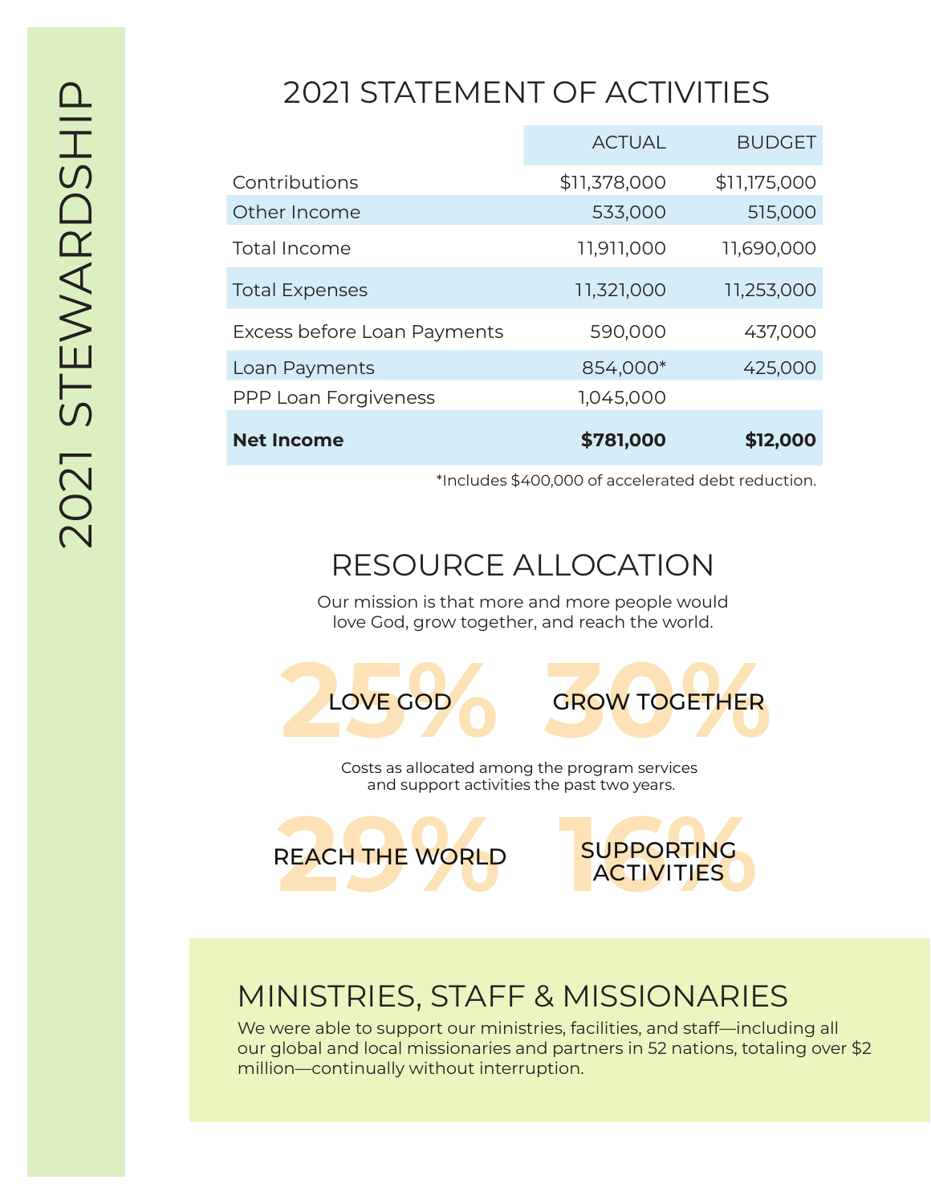# 2021 STEWARDSHIP

## 2021 STATEMENT OF ACTIVITIES

| | ACTUAL | BUDGET |
|---|---|---|
| Contributions | $11,378,000 | $11,175,000 |
| Other Income | 533,000 | 515,000 |
| Total Income | 11,911,000 | 11,690,000 |
| Total Expenses | 11,321,000 | 11,253,000 |
| Excess before Loan Payments | 590,000 | 437,000 |
| Loan Payments | 854,000* | 425,000 |
| PPP Loan Forgiveness | 1,045,000 | |
| **Net Income** | **$781,000** | **$12,000** |

*Includes $400,000 of accelerated debt reduction.

## RESOURCE ALLOCATION

Our mission is that more and more people would love God, grow together, and reach the world.

25% LOVE GOD

30% GROW TOGETHER

Costs as allocated among the program services and support activities the past two years.

29% REACH THE WORLD

16% SUPPORTING ACTIVITIES

## MINISTRIES, STAFF & MISSIONARIES

We were able to support our ministries, facilities, and staff—including all our global and local missionaries and partners in 52 nations, totaling over $2 million—continually without interruption.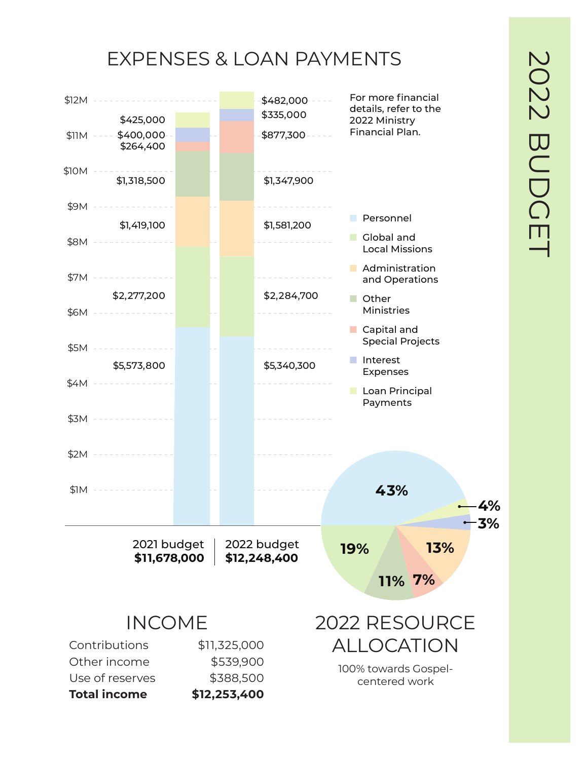# 2022 BUDGET

## EXPENSES & LOAN PAYMENTS

For more financial details, refer to the 2022 Ministry Financial Plan.

| Category | 2021 budget | 2022 budget |
|---|---|---|
| Personnel | $5,573,800 | $5,340,300 |
| Global and Local Missions | $2,277,200 | $2,284,700 |
| Administration and Operations | $1,419,100 | $1,581,200 |
| Other Ministries | $1,318,500 | $1,347,900 |
| Capital and Special Projects | $264,400 | $877,300 |
| Interest Expenses | $400,000 | $335,000 |
| Loan Principal Payments | $425,000 | $482,000 |
| **Total** | **$11,678,000** | **$12,248,400** |

## INCOME

| | |
|---|---|
| Contributions | $11,325,000 |
| Other income | $539,900 |
| Use of reserves | $388,500 |
| **Total income** | **$12,253,400** |

## 2022 RESOURCE ALLOCATION

100% towards Gospel-centered work

| Category | Share |
|---|---|
| Personnel | 43% |
| Global and Local Missions | 19% |
| Administration and Operations | 13% |
| Other Ministries | 11% |
| Capital and Special Projects | 7% |
| Loan Principal Payments | 4% |
| Interest Expenses | 3% |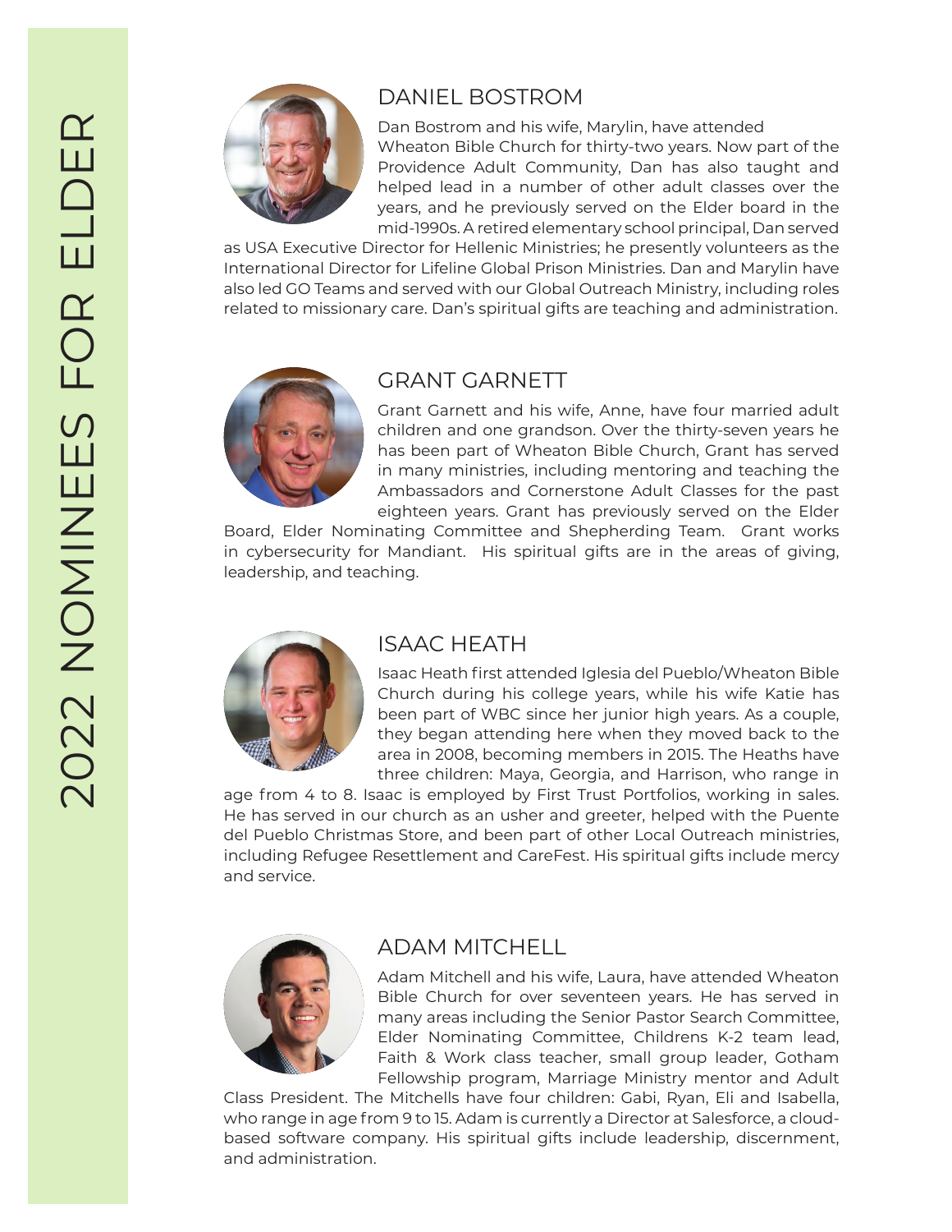# 2022 NOMINEES FOR ELDER

## DANIEL BOSTROM

Dan Bostrom and his wife, Marylin, have attended Wheaton Bible Church for thirty-two years. Now part of the Providence Adult Community, Dan has also taught and helped lead in a number of other adult classes over the years, and he previously served on the Elder board in the mid-1990s. A retired elementary school principal, Dan served as USA Executive Director for Hellenic Ministries; he presently volunteers as the International Director for Lifeline Global Prison Ministries. Dan and Marylin have also led GO Teams and served with our Global Outreach Ministry, including roles related to missionary care. Dan's spiritual gifts are teaching and administration.

## GRANT GARNETT

Grant Garnett and his wife, Anne, have four married adult children and one grandson. Over the thirty-seven years he has been part of Wheaton Bible Church, Grant has served in many ministries, including mentoring and teaching the Ambassadors and Cornerstone Adult Classes for the past eighteen years. Grant has previously served on the Elder Board, Elder Nominating Committee and Shepherding Team. Grant works in cybersecurity for Mandiant. His spiritual gifts are in the areas of giving, leadership, and teaching.

## ISAAC HEATH

Isaac Heath first attended Iglesia del Pueblo/Wheaton Bible Church during his college years, while his wife Katie has been part of WBC since her junior high years. As a couple, they began attending here when they moved back to the area in 2008, becoming members in 2015. The Heaths have three children: Maya, Georgia, and Harrison, who range in age from 4 to 8. Isaac is employed by First Trust Portfolios, working in sales. He has served in our church as an usher and greeter, helped with the Puente del Pueblo Christmas Store, and been part of other Local Outreach ministries, including Refugee Resettlement and CareFest. His spiritual gifts include mercy and service.

## ADAM MITCHELL

Adam Mitchell and his wife, Laura, have attended Wheaton Bible Church for over seventeen years. He has served in many areas including the Senior Pastor Search Committee, Elder Nominating Committee, Childrens K-2 team lead, Faith & Work class teacher, small group leader, Gotham Fellowship program, Marriage Ministry mentor and Adult Class President. The Mitchells have four children: Gabi, Ryan, Eli and Isabella, who range in age from 9 to 15. Adam is currently a Director at Salesforce, a cloud-based software company. His spiritual gifts include leadership, discernment, and administration.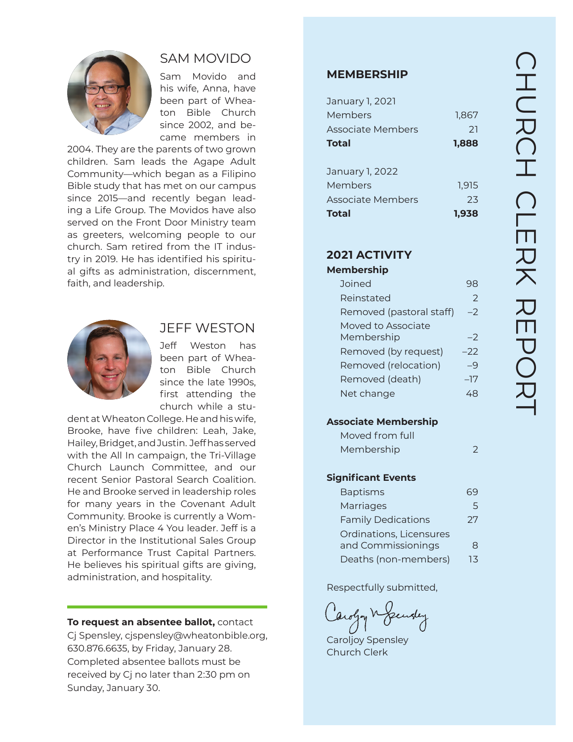## SAM MOVIDO

Sam Movido and his wife, Anna, have been part of Wheaton Bible Church since 2002, and became members in 2004. They are the parents of two grown children. Sam leads the Agape Adult Community—which began as a Filipino Bible study that has met on our campus since 2015—and recently began leading a Life Group. The Movidos have also served on the Front Door Ministry team as greeters, welcoming people to our church. Sam retired from the IT industry in 2019. He has identified his spiritual gifts as administration, discernment, faith, and leadership.

## JEFF WESTON

Jeff Weston has been part of Wheaton Bible Church since the late 1990s, first attending the church while a student at Wheaton College. He and his wife, Brooke, have five children: Leah, Jake, Hailey, Bridget, and Justin. Jeff has served with the All In campaign, the Tri-Village Church Launch Committee, and our recent Senior Pastoral Search Coalition. He and Brooke served in leadership roles for many years in the Covenant Adult Community. Brooke is currently a Women's Ministry Place 4 You leader. Jeff is a Director in the Institutional Sales Group at Performance Trust Capital Partners. He believes his spiritual gifts are giving, administration, and hospitality.

---

**To request an absentee ballot,** contact Cj Spensley, cjspensley@wheatonbible.org, 630.876.6635, by Friday, January 28. Completed absentee ballots must be received by Cj no later than 2:30 pm on Sunday, January 30.

# CHURCH CLERK REPORT

## MEMBERSHIP

| January 1, 2021 | |
|---|---|
| Members | 1,867 |
| Associate Members | 21 |
| **Total** | **1,888** |

| January 1, 2022 | |
|---|---|
| Members | 1,915 |
| Associate Members | 23 |
| **Total** | **1,938** |

## 2021 ACTIVITY

**Membership**

| | |
|---|---|
| Joined | 98 |
| Reinstated | 2 |
| Removed (pastoral staff) | –2 |
| Moved to Associate Membership | –2 |
| Removed (by request) | –22 |
| Removed (relocation) | –9 |
| Removed (death) | –17 |
| Net change | 48 |

**Associate Membership**

| | |
|---|---|
| Moved from full Membership | 2 |

**Significant Events**

| | |
|---|---|
| Baptisms | 69 |
| Marriages | 5 |
| Family Dedications | 27 |
| Ordinations, Licensures and Commissionings | 8 |
| Deaths (non-members) | 13 |

Respectfully submitted,

Caroljoy Spensley
Church Clerk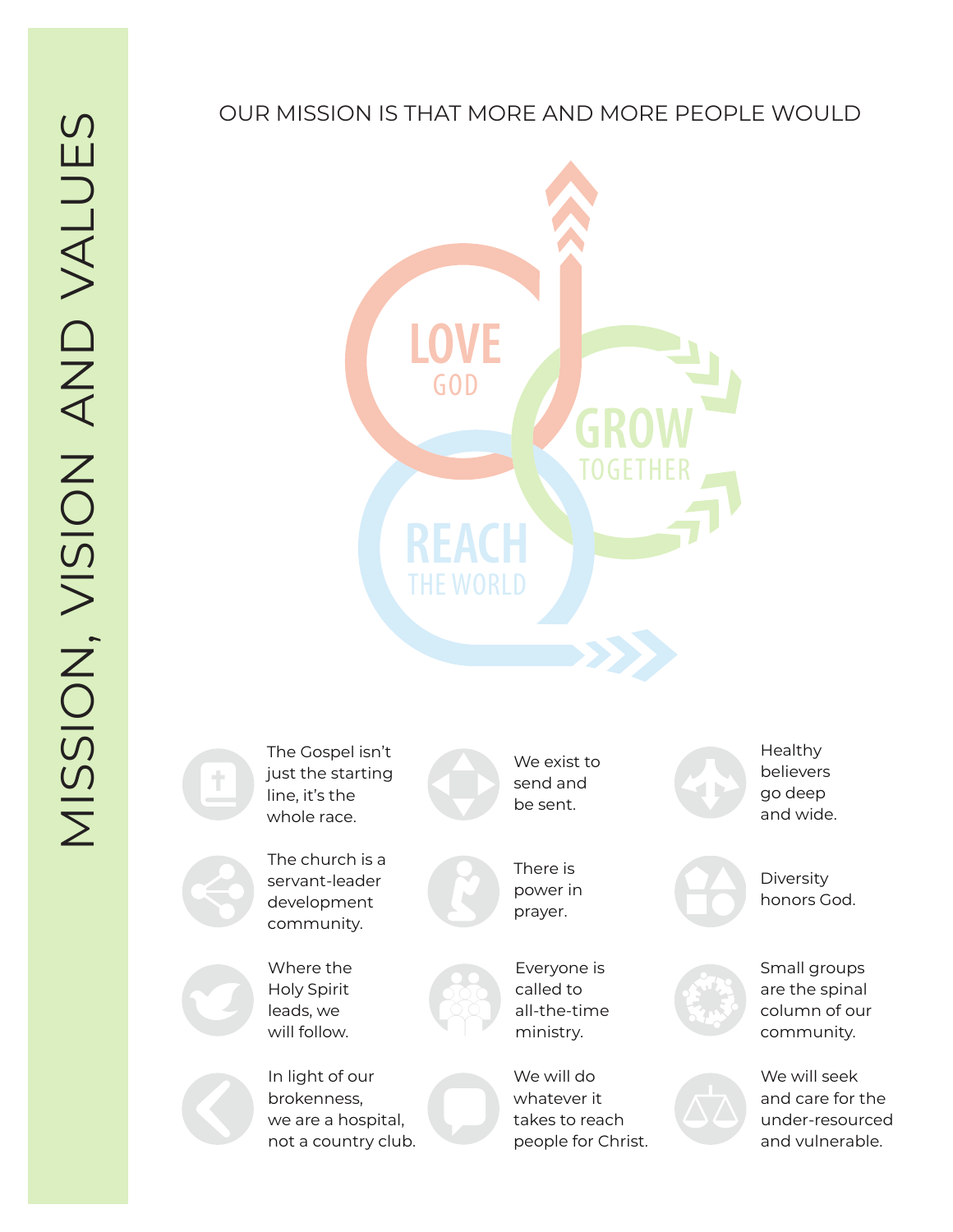# MISSION, VISION AND VALUES

OUR MISSION IS THAT MORE AND MORE PEOPLE WOULD

LOVE GOD

GROW TOGETHER

REACH THE WORLD

The Gospel isn't just the starting line, it's the whole race.

We exist to send and be sent.

Healthy believers go deep and wide.

The church is a servant-leader development community.

There is power in prayer.

Diversity honors God.

Where the Holy Spirit leads, we will follow.

Everyone is called to all-the-time ministry.

Small groups are the spinal column of our community.

In light of our brokenness, we are a hospital, not a country club.

We will do whatever it takes to reach people for Christ.

We will seek and care for the under-resourced and vulnerable.